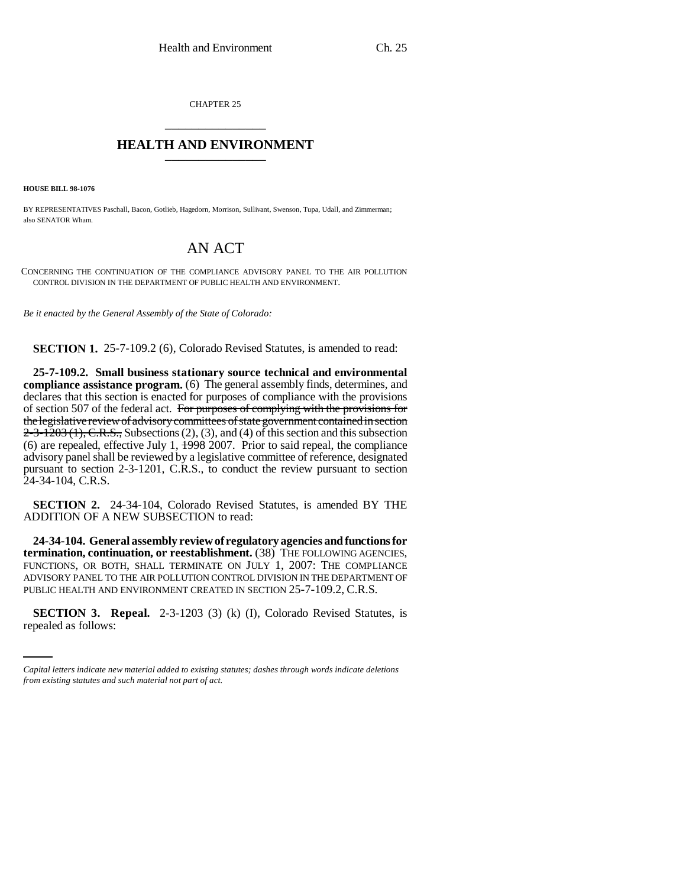CHAPTER 25

# HEALTH AND ENVIRONMENT

**HOUSE BILL 98-1076**

BY REPRESENTATIVES Paschall, Bacon, Gotlieb, Hagedorn, Morrison, Sullivant, Swenson, Tupa, Udall, and Zimmerman; also SENATOR Wham.

## AN ACT

CONCERNING THE CONTINUATION OF THE COMPLIANCE ADVISORY PANEL TO THE AIR POLLUTION CONTROL DIVISION IN THE DEPARTMENT OF PUBLIC HEALTH AND ENVIRONMENT.

*Be it enacted by the General Assembly of the State of Colorado:*

**SECTION 1.** 25-7-109.2 (6), Colorado Revised Statutes, is amended to read:

**25-7-109.2. Small business stationary source technical and environmental compliance assistance program.** (6) The general assembly finds, determines, and declares that this section is enacted for purposes of compliance with the provisions of section 507 of the federal act. ~~For purposes of complying with the provisions for the legislative review of advisory committees of state government contained in section 2-3-1203 (1), C.R.S.,~~ Subsections (2), (3), and (4) of this section and this subsection (6) are repealed, effective July 1, ~~1998~~ 2007. Prior to said repeal, the compliance advisory panel shall be reviewed by a legislative committee of reference, designated pursuant to section 2-3-1201, C.R.S., to conduct the review pursuant to section 24-34-104, C.R.S.

**SECTION 2.** 24-34-104, Colorado Revised Statutes, is amended BY THE ADDITION OF A NEW SUBSECTION to read:

**24-34-104. General assembly review of regulatory agencies and functions for termination, continuation, or reestablishment.** (38) THE FOLLOWING AGENCIES, FUNCTIONS, OR BOTH, SHALL TERMINATE ON JULY 1, 2007: THE COMPLIANCE ADVISORY PANEL TO THE AIR POLLUTION CONTROL DIVISION IN THE DEPARTMENT OF PUBLIC HEALTH AND ENVIRONMENT CREATED IN SECTION 25-7-109.2, C.R.S.

**SECTION 3. Repeal.** 2-3-1203 (3) (k) (I), Colorado Revised Statutes, is repealed as follows:

*Capital letters indicate new material added to existing statutes; dashes through words indicate deletions from existing statutes and such material not part of act.*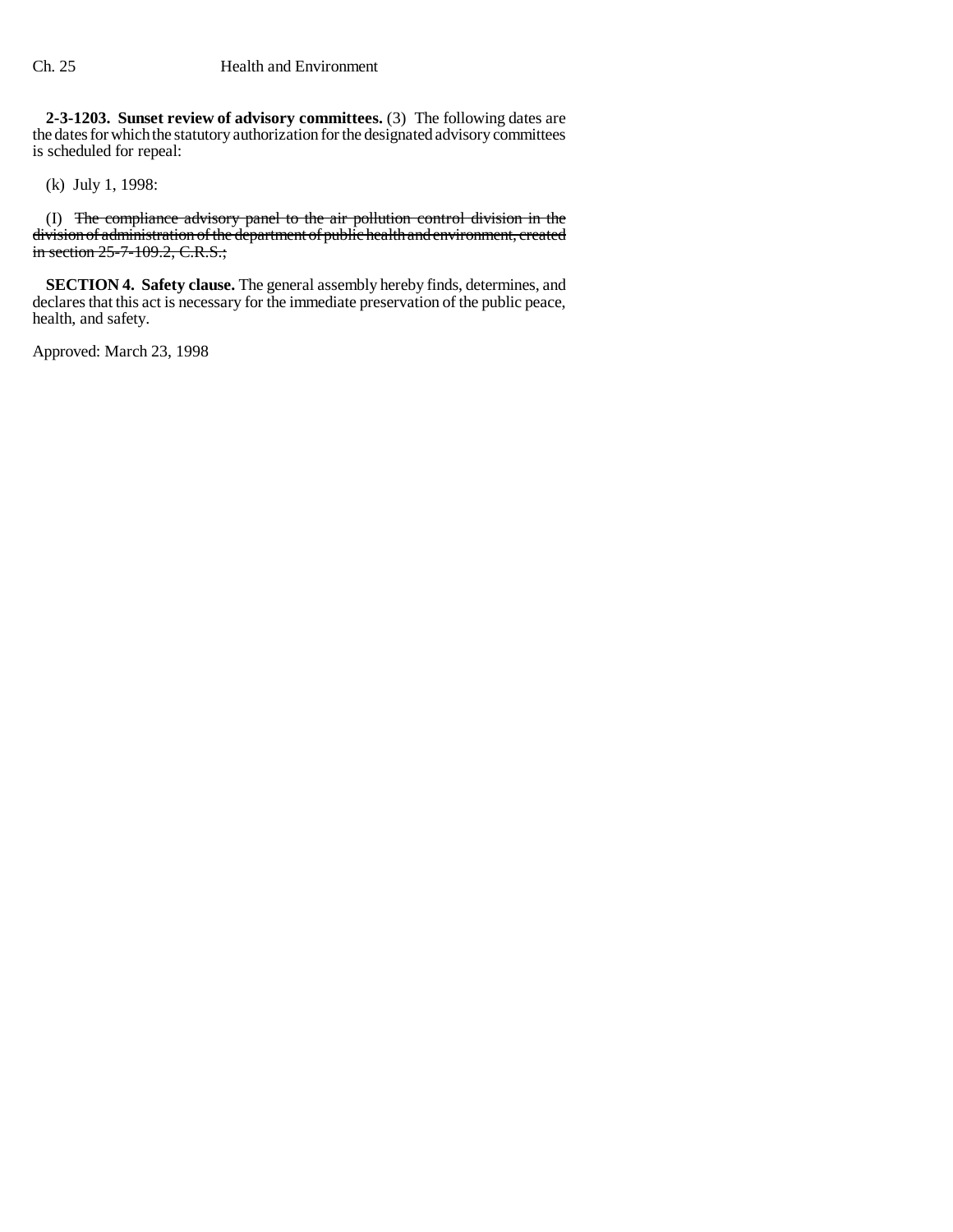**2-3-1203. Sunset review of advisory committees.** (3) The following dates are the dates for which the statutory authorization for the designated advisory committees is scheduled for repeal:

(k) July 1, 1998:

(I) ~~The compliance advisory panel to the air pollution control division in the division of administration of the department of public health and environment, created in section 25-7-109.2, C.R.S.;~~

**SECTION 4. Safety clause.** The general assembly hereby finds, determines, and declares that this act is necessary for the immediate preservation of the public peace, health, and safety.

Approved: March 23, 1998